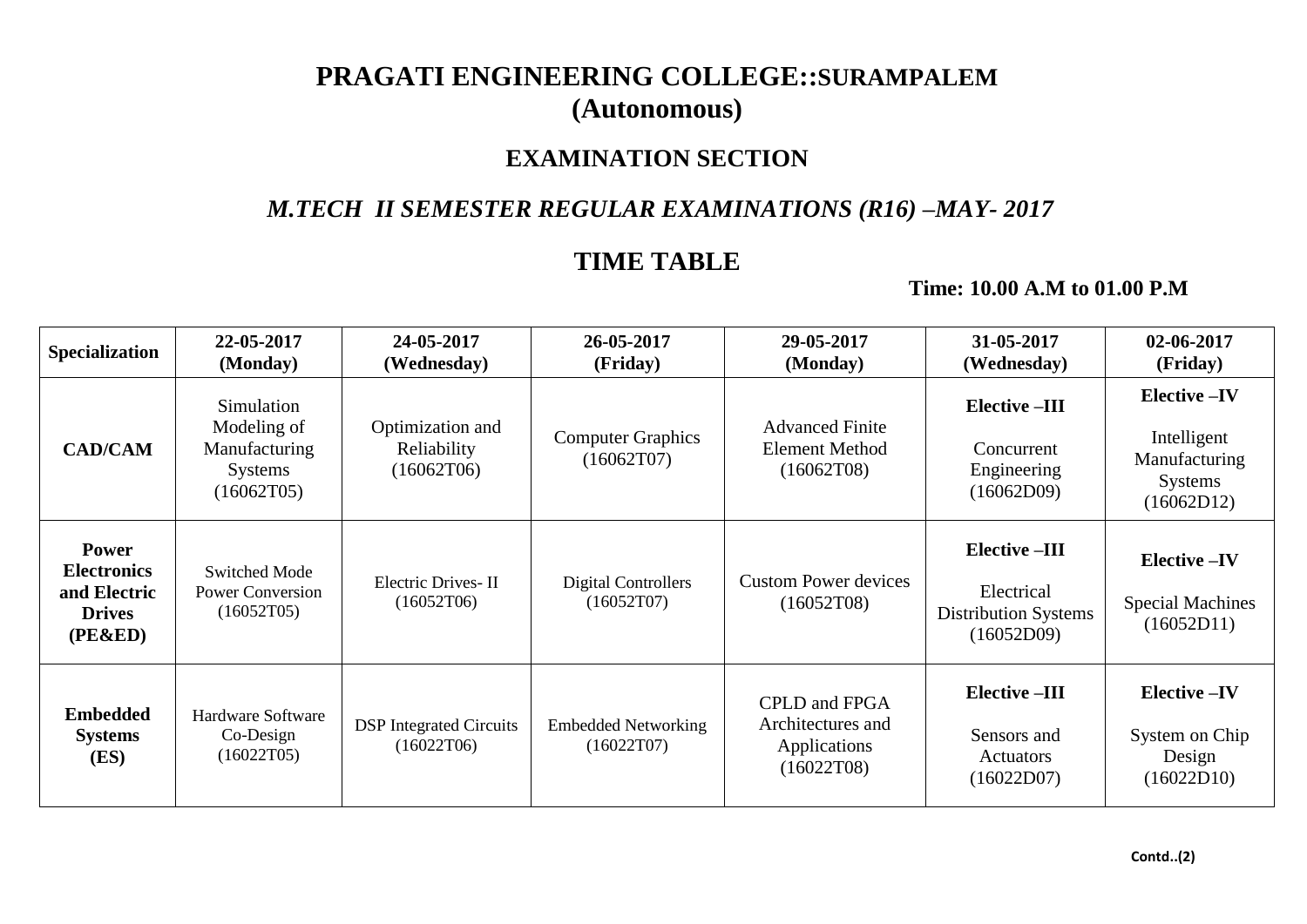# PRAGATI ENGINEERING COLLEGE::SURAMPALEM

## (Autonomous)

## EXAMINATION SECTION

### *M.TECH II SEMESTER REGULAR EXAMINATIONS (R16) –MAY- 2017*

## TIME TABLE

**Time: 10.00 A.M to 01.00 P.M**

| **Specialization** | **22-05-2017 (Monday)** | **24-05-2017 (Wednesday)** | **26-05-2017 (Friday)** | **29-05-2017 (Monday)** | **31-05-2017 (Wednesday)** | **02-06-2017 (Friday)** |
|---|---|---|---|---|---|---|
| **CAD/CAM** | Simulation Modeling of Manufacturing Systems (16062T05) | Optimization and Reliability (16062T06) | Computer Graphics (16062T07) | Advanced Finite Element Method (16062T08) | **Elective –III** Concurrent Engineering (16062D09) | **Elective –IV** Intelligent Manufacturing Systems (16062D12) |
| **Power Electronics and Electric Drives (PE&ED)** | Switched Mode Power Conversion (16052T05) | Electric Drives- II (16052T06) | Digital Controllers (16052T07) | Custom Power devices (16052T08) | **Elective –III** Electrical Distribution Systems (16052D09) | **Elective –IV** Special Machines (16052D11) |
| **Embedded Systems (ES)** | Hardware Software Co-Design (16022T05) | DSP Integrated Circuits (16022T06) | Embedded Networking (16022T07) | CPLD and FPGA Architectures and Applications (16022T08) | **Elective –III** Sensors and Actuators (16022D07) | **Elective –IV** System on Chip Design (16022D10) |

**Contd..(2)**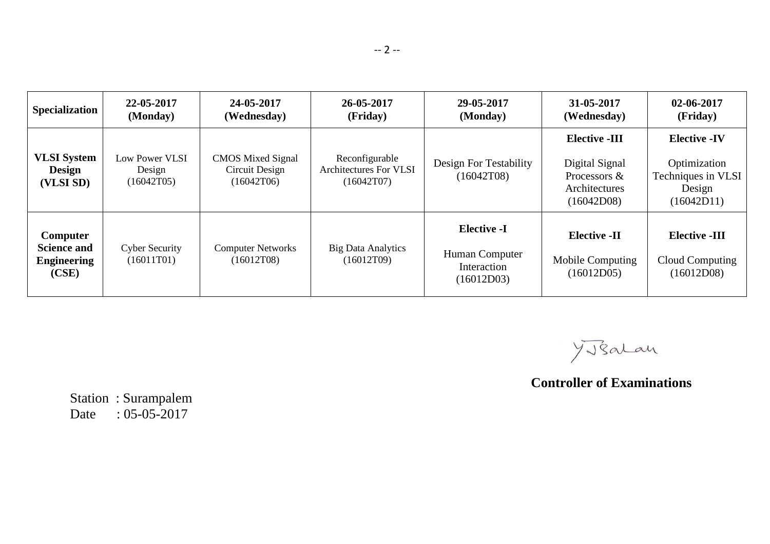| Specialization | 22-05-2017 (Monday) | 24-05-2017 (Wednesday) | 26-05-2017 (Friday) | 29-05-2017 (Monday) | 31-05-2017 (Wednesday) | 02-06-2017 (Friday) |
|---|---|---|---|---|---|---|
| **VLSI System Design (VLSI SD)** | Low Power VLSI Design (16042T05) | CMOS Mixed Signal Circuit Design (16042T06) | Reconfigurable Architectures For VLSI (16042T07) | Design For Testability (16042T08) | **Elective -III** Digital Signal Processors & Architectures (16042D08) | **Elective -IV** Optimization Techniques in VLSI Design (16042D11) |
| **Computer Science and Engineering (CSE)** | Cyber Security (16011T01) | Computer Networks (16012T08) | Big Data Analytics (16012T09) | **Elective -I** Human Computer Interaction (16012D03) | **Elective -II** Mobile Computing (16012D05) | **Elective -III** Cloud Computing (16012D08) |

**Controller of Examinations**

Station : Surampalem
Date : 05-05-2017